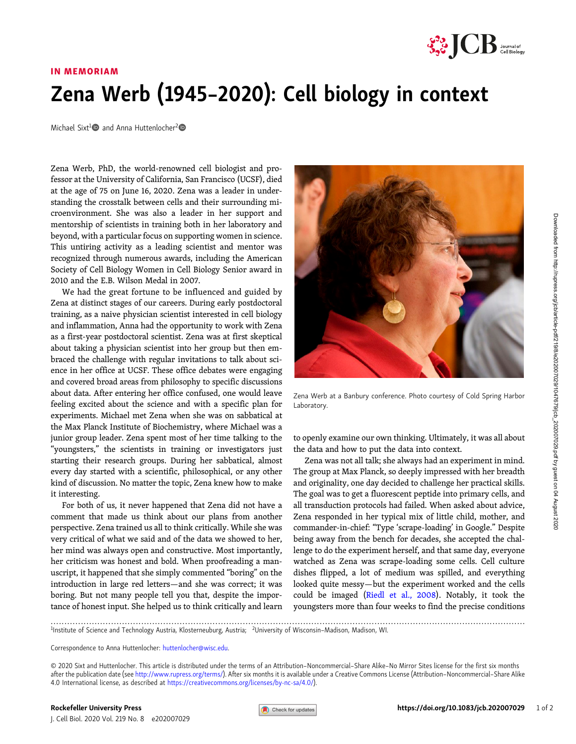IN MEMORIAM

# Zena Werb (1945–2020): Cell biology in context

Michael Sixt[1] and Anna Huttenlocher[2]

Zena Werb, PhD, the world-renowned cell biologist and professor at the University of California, San Francisco (UCSF), died at the age of 75 on June 16, 2020. Zena was a leader in understanding the crosstalk between cells and their surrounding microenvironment. She was also a leader in her support and mentorship of scientists in training both in her laboratory and beyond, with a particular focus on supporting women in science. This untiring activity as a leading scientist and mentor was recognized through numerous awards, including the American Society of Cell Biology Women in Cell Biology Senior award in 2010 and the E.B. Wilson Medal in 2007.

We had the great fortune to be influenced and guided by Zena at distinct stages of our careers. During early postdoctoral training, as a naive physician scientist interested in cell biology and inflammation, Anna had the opportunity to work with Zena as a first-year postdoctoral scientist. Zena was at first skeptical about taking a physician scientist into her group but then embraced the challenge with regular invitations to talk about science in her office at UCSF. These office debates were engaging and covered broad areas from philosophy to specific discussions about data. After entering her office confused, one would leave feeling excited about the science and with a specific plan for experiments. Michael met Zena when she was on sabbatical at the Max Planck Institute of Biochemistry, where Michael was a junior group leader. Zena spent most of her time talking to the "youngsters," the scientists in training or investigators just starting their research groups. During her sabbatical, almost every day started with a scientific, philosophical, or any other kind of discussion. No matter the topic, Zena knew how to make it interesting.

For both of us, it never happened that Zena did not have a comment that made us think about our plans from another perspective. Zena trained us all to think critically. While she was very critical of what we said and of the data we showed to her, her mind was always open and constructive. Most importantly, her criticism was honest and bold. When proofreading a manuscript, it happened that she simply commented "boring" on the introduction in large red letters—and she was correct; it was boring. But not many people tell you that, despite the importance of honest input. She helped us to think critically and learn to openly examine our own thinking. Ultimately, it was all about the data and how to put the data into context.

Zena Werb at a Banbury conference. Photo courtesy of Cold Spring Harbor Laboratory.

Zena was not all talk; she always had an experiment in mind. The group at Max Planck, so deeply impressed with her breadth and originality, one day decided to challenge her practical skills. The goal was to get a fluorescent peptide into primary cells, and all transduction protocols had failed. When asked about advice, Zena responded in her typical mix of little child, mother, and commander-in-chief: "Type 'scrape-loading' in Google." Despite being away from the bench for decades, she accepted the challenge to do the experiment herself, and that same day, everyone watched as Zena was scrape-loading some cells. Cell culture dishes flipped, a lot of medium was spilled, and everything looked quite messy—but the experiment worked and the cells could be imaged (Riedl et al., 2008). Notably, it took the youngsters more than four weeks to find the precise conditions

---

[1]Institute of Science and Technology Austria, Klosterneuburg, Austria; [2]University of Wisconsin–Madison, Madison, WI.

Correspondence to Anna Huttenlocher: huttenlocher@wisc.edu.

© 2020 Sixt and Huttenlocher. This article is distributed under the terms of an Attribution–Noncommercial–Share Alike–No Mirror Sites license for the first six months after the publication date (see http://www.rupress.org/terms/). After six months it is available under a Creative Commons License (Attribution–Noncommercial–Share Alike 4.0 International license, as described at https://creativecommons.org/licenses/by-nc-sa/4.0/).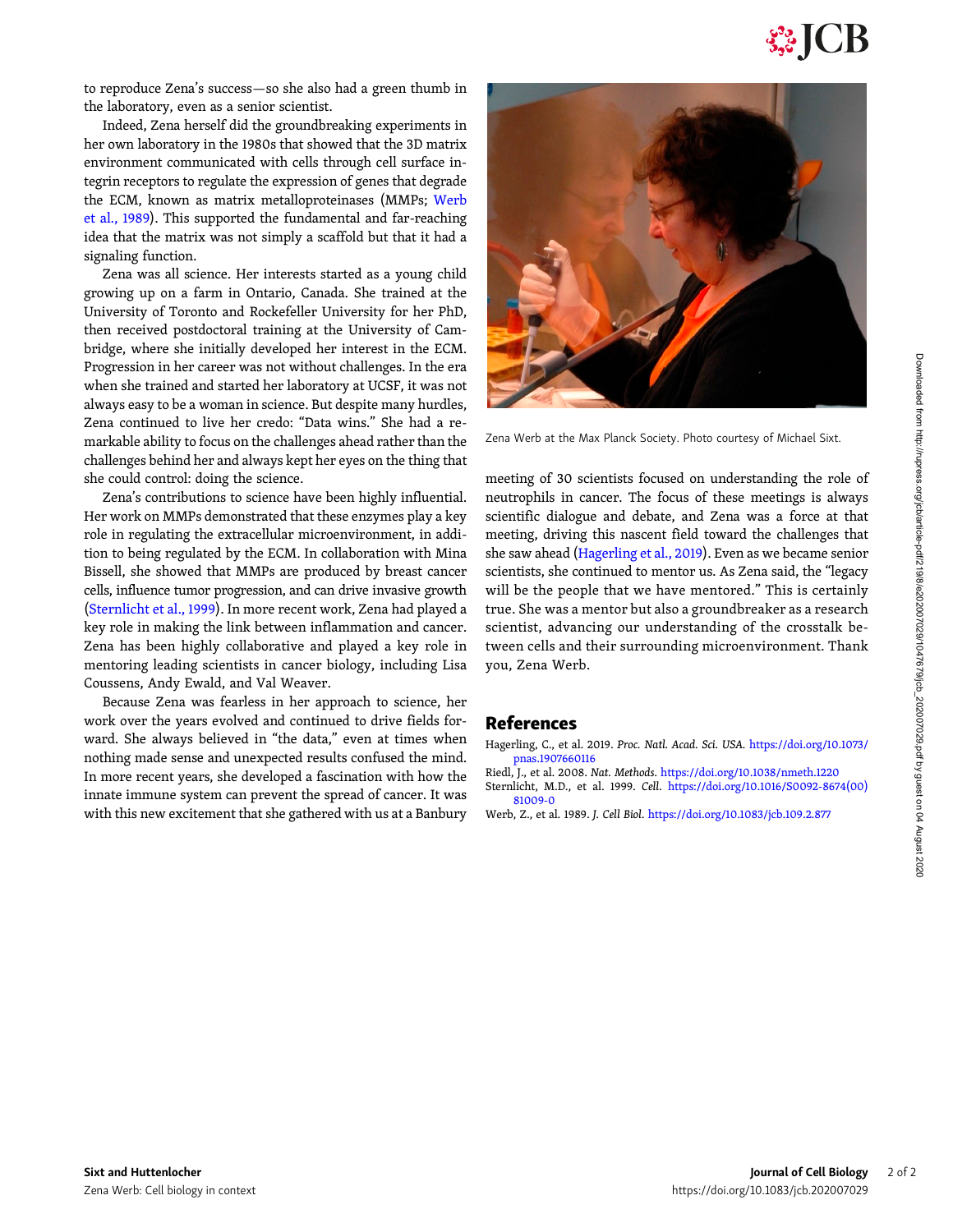to reproduce Zena's success—so she also had a green thumb in the laboratory, even as a senior scientist.

Indeed, Zena herself did the groundbreaking experiments in her own laboratory in the 1980s that showed that the 3D matrix environment communicated with cells through cell surface integrin receptors to regulate the expression of genes that degrade the ECM, known as matrix metalloproteinases (MMPs; Werb et al., 1989). This supported the fundamental and far-reaching idea that the matrix was not simply a scaffold but that it had a signaling function.

Zena was all science. Her interests started as a young child growing up on a farm in Ontario, Canada. She trained at the University of Toronto and Rockefeller University for her PhD, then received postdoctoral training at the University of Cambridge, where she initially developed her interest in the ECM. Progression in her career was not without challenges. In the era when she trained and started her laboratory at UCSF, it was not always easy to be a woman in science. But despite many hurdles, Zena continued to live her credo: "Data wins." She had a remarkable ability to focus on the challenges ahead rather than the challenges behind her and always kept her eyes on the thing that she could control: doing the science.

Zena's contributions to science have been highly influential. Her work on MMPs demonstrated that these enzymes play a key role in regulating the extracellular microenvironment, in addition to being regulated by the ECM. In collaboration with Mina Bissell, she showed that MMPs are produced by breast cancer cells, influence tumor progression, and can drive invasive growth (Sternlicht et al., 1999). In more recent work, Zena had played a key role in making the link between inflammation and cancer. Zena has been highly collaborative and played a key role in mentoring leading scientists in cancer biology, including Lisa Coussens, Andy Ewald, and Val Weaver.

Because Zena was fearless in her approach to science, her work over the years evolved and continued to drive fields forward. She always believed in "the data," even at times when nothing made sense and unexpected results confused the mind. In more recent years, she developed a fascination with how the innate immune system can prevent the spread of cancer. It was with this new excitement that she gathered with us at a Banbury meeting of 30 scientists focused on understanding the role of neutrophils in cancer. The focus of these meetings is always scientific dialogue and debate, and Zena was a force at that meeting, driving this nascent field toward the challenges that she saw ahead (Hagerling et al., 2019). Even as we became senior scientists, she continued to mentor us. As Zena said, the "legacy will be the people that we have mentored." This is certainly true. She was a mentor but also a groundbreaker as a research scientist, advancing our understanding of the crosstalk between cells and their surrounding microenvironment. Thank you, Zena Werb.

Zena Werb at the Max Planck Society. Photo courtesy of Michael Sixt.

## References

Hagerling, C., et al. 2019. *Proc. Natl. Acad. Sci. USA*. https://doi.org/10.1073/pnas.1907660116

Riedl, J., et al. 2008. *Nat. Methods*. https://doi.org/10.1038/nmeth.1220

Sternlicht, M.D., et al. 1999. *Cell*. https://doi.org/10.1016/S0092-8674(00)81009-0

Werb, Z., et al. 1989. *J. Cell Biol.* https://doi.org/10.1083/jcb.109.2.877